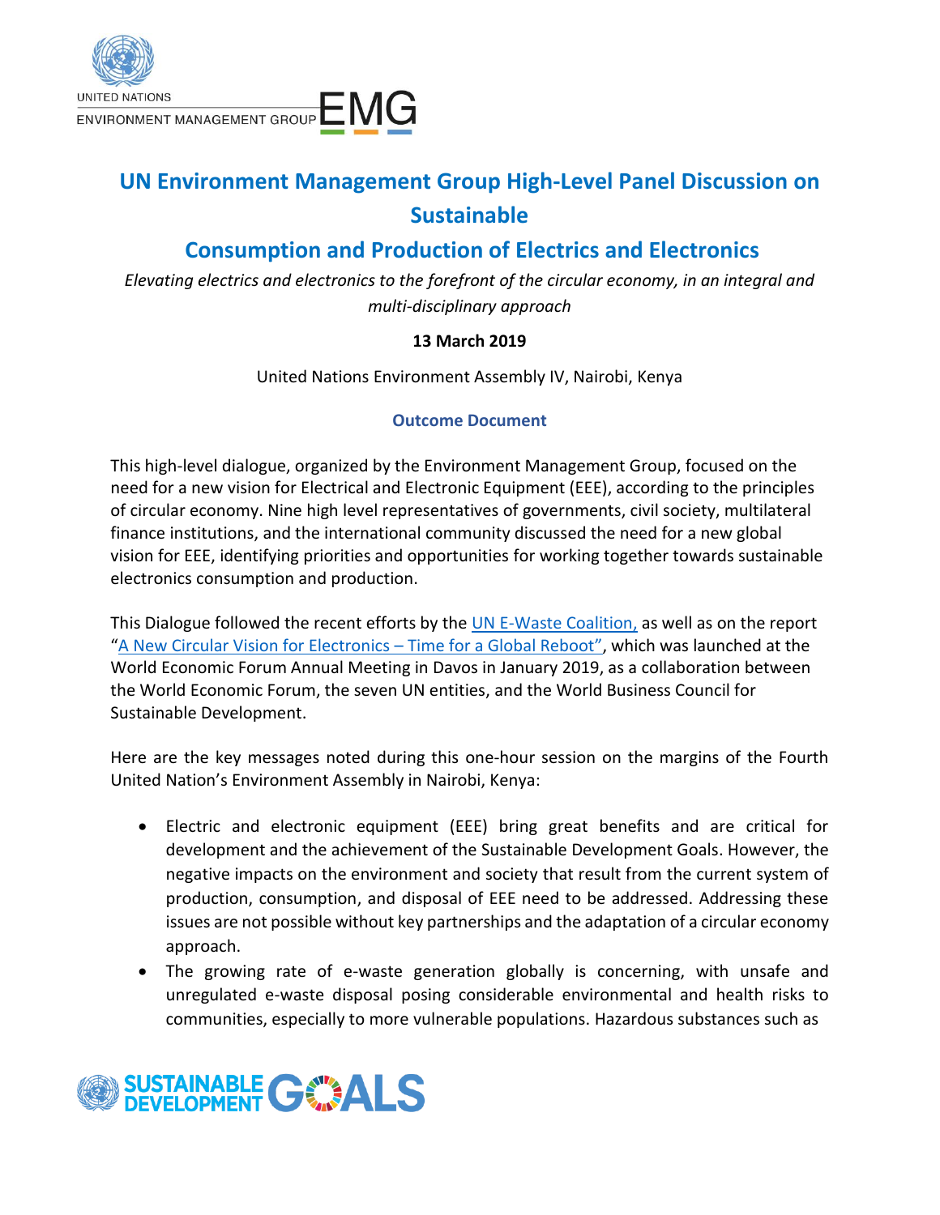# UN Environment Management Group High-Level Panel Discussion on Sustainable Consumption and Production of Electrics and Electronics

*Elevating electrics and electronics to the forefront of the circular economy, in an integral and multi-disciplinary approach*

**13 March 2019**

United Nations Environment Assembly IV, Nairobi, Kenya

## Outcome Document

This high-level dialogue, organized by the Environment Management Group, focused on the need for a new vision for Electrical and Electronic Equipment (EEE), according to the principles of circular economy. Nine high level representatives of governments, civil society, multilateral finance institutions, and the international community discussed the need for a new global vision for EEE, identifying priorities and opportunities for working together towards sustainable electronics consumption and production.

This Dialogue followed the recent efforts by the UN E-Waste Coalition, as well as on the report "A New Circular Vision for Electronics – Time for a Global Reboot", which was launched at the World Economic Forum Annual Meeting in Davos in January 2019, as a collaboration between the World Economic Forum, the seven UN entities, and the World Business Council for Sustainable Development.

Here are the key messages noted during this one-hour session on the margins of the Fourth United Nation's Environment Assembly in Nairobi, Kenya:

- Electric and electronic equipment (EEE) bring great benefits and are critical for development and the achievement of the Sustainable Development Goals. However, the negative impacts on the environment and society that result from the current system of production, consumption, and disposal of EEE need to be addressed. Addressing these issues are not possible without key partnerships and the adaptation of a circular economy approach.
- The growing rate of e-waste generation globally is concerning, with unsafe and unregulated e-waste disposal posing considerable environmental and health risks to communities, especially to more vulnerable populations. Hazardous substances such as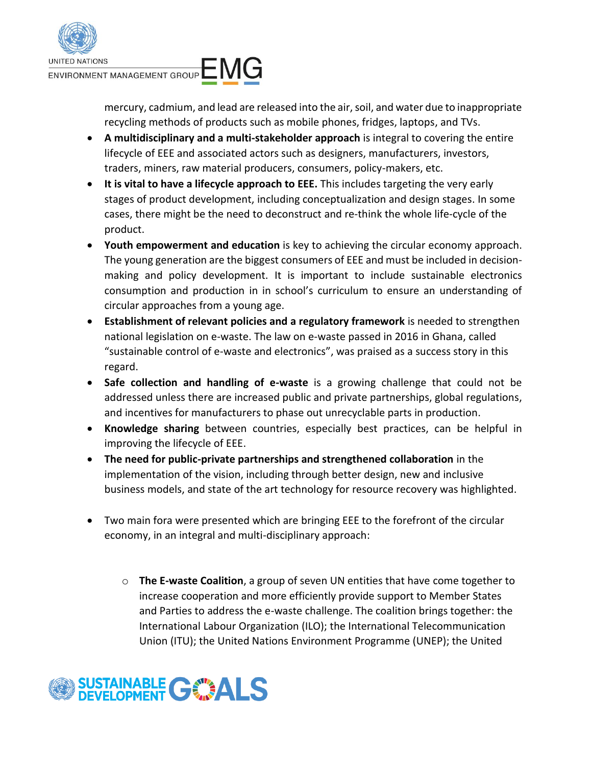mercury, cadmium, and lead are released into the air, soil, and water due to inappropriate recycling methods of products such as mobile phones, fridges, laptops, and TVs.

- **A multidisciplinary and a multi-stakeholder approach** is integral to covering the entire lifecycle of EEE and associated actors such as designers, manufacturers, investors, traders, miners, raw material producers, consumers, policy-makers, etc.
- **It is vital to have a lifecycle approach to EEE.** This includes targeting the very early stages of product development, including conceptualization and design stages. In some cases, there might be the need to deconstruct and re-think the whole life-cycle of the product.
- **Youth empowerment and education** is key to achieving the circular economy approach. The young generation are the biggest consumers of EEE and must be included in decision-making and policy development. It is important to include sustainable electronics consumption and production in in school's curriculum to ensure an understanding of circular approaches from a young age.
- **Establishment of relevant policies and a regulatory framework** is needed to strengthen national legislation on e-waste. The law on e-waste passed in 2016 in Ghana, called "sustainable control of e-waste and electronics", was praised as a success story in this regard.
- **Safe collection and handling of e-waste** is a growing challenge that could not be addressed unless there are increased public and private partnerships, global regulations, and incentives for manufacturers to phase out unrecyclable parts in production.
- **Knowledge sharing** between countries, especially best practices, can be helpful in improving the lifecycle of EEE.
- **The need for public-private partnerships and strengthened collaboration** in the implementation of the vision, including through better design, new and inclusive business models, and state of the art technology for resource recovery was highlighted.

- Two main fora were presented which are bringing EEE to the forefront of the circular economy, in an integral and multi-disciplinary approach:

  - **The E-waste Coalition**, a group of seven UN entities that have come together to increase cooperation and more efficiently provide support to Member States and Parties to address the e-waste challenge. The coalition brings together: the International Labour Organization (ILO); the International Telecommunication Union (ITU); the United Nations Environment Programme (UNEP); the United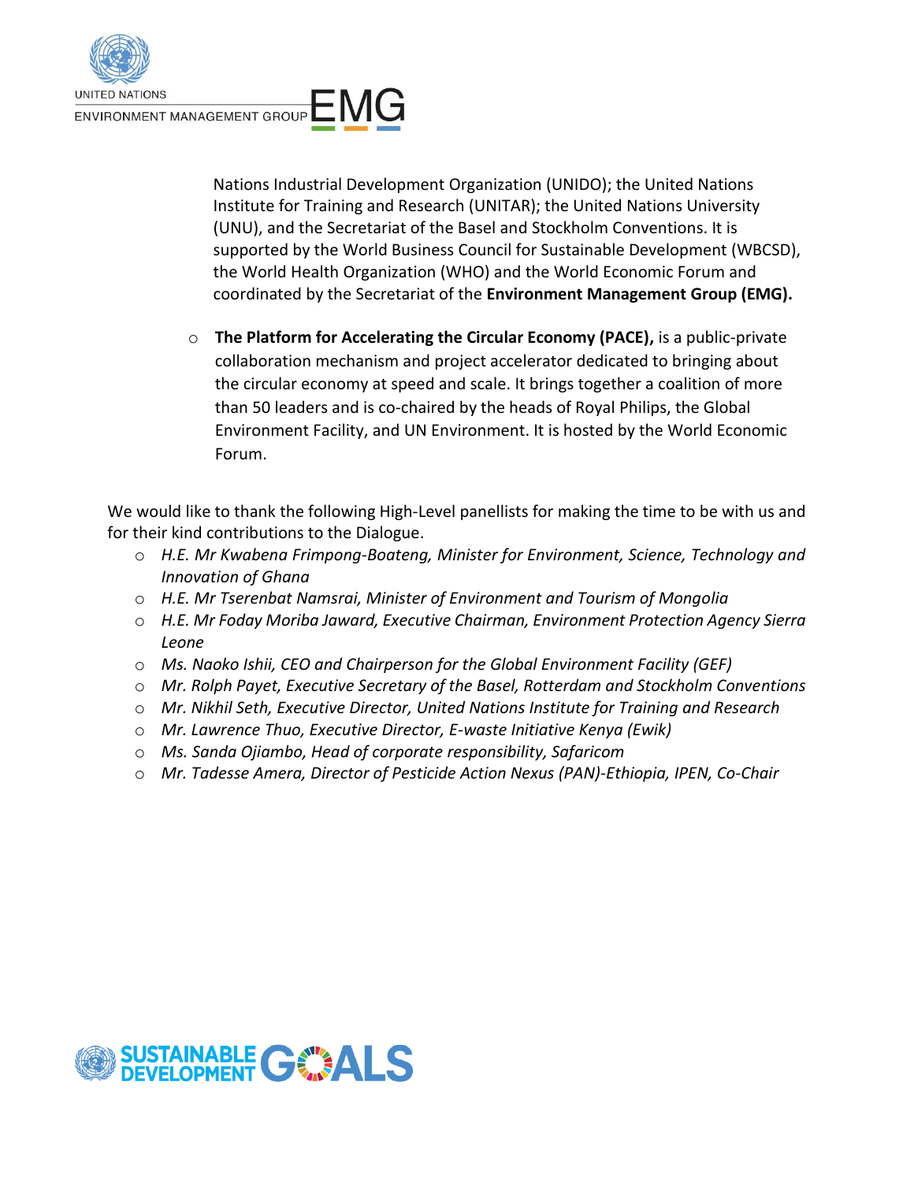Nations Industrial Development Organization (UNIDO); the United Nations Institute for Training and Research (UNITAR); the United Nations University (UNU), and the Secretariat of the Basel and Stockholm Conventions. It is supported by the World Business Council for Sustainable Development (WBCSD), the World Health Organization (WHO) and the World Economic Forum and coordinated by the Secretariat of the **Environment Management Group (EMG).**

- **The Platform for Accelerating the Circular Economy (PACE),** is a public-private collaboration mechanism and project accelerator dedicated to bringing about the circular economy at speed and scale. It brings together a coalition of more than 50 leaders and is co-chaired by the heads of Royal Philips, the Global Environment Facility, and UN Environment. It is hosted by the World Economic Forum.

We would like to thank the following High-Level panellists for making the time to be with us and for their kind contributions to the Dialogue.

- *H.E. Mr Kwabena Frimpong-Boateng, Minister for Environment, Science, Technology and Innovation of Ghana*
- *H.E. Mr Tserenbat Namsrai, Minister of Environment and Tourism of Mongolia*
- *H.E. Mr Foday Moriba Jaward, Executive Chairman, Environment Protection Agency Sierra Leone*
- *Ms. Naoko Ishii, CEO and Chairperson for the Global Environment Facility (GEF)*
- *Mr. Rolph Payet, Executive Secretary of the Basel, Rotterdam and Stockholm Conventions*
- *Mr. Nikhil Seth, Executive Director, United Nations Institute for Training and Research*
- *Mr. Lawrence Thuo, Executive Director, E-waste Initiative Kenya (Ewik)*
- *Ms. Sanda Ojiambo, Head of corporate responsibility, Safaricom*
- *Mr. Tadesse Amera, Director of Pesticide Action Nexus (PAN)-Ethiopia, IPEN, Co-Chair*